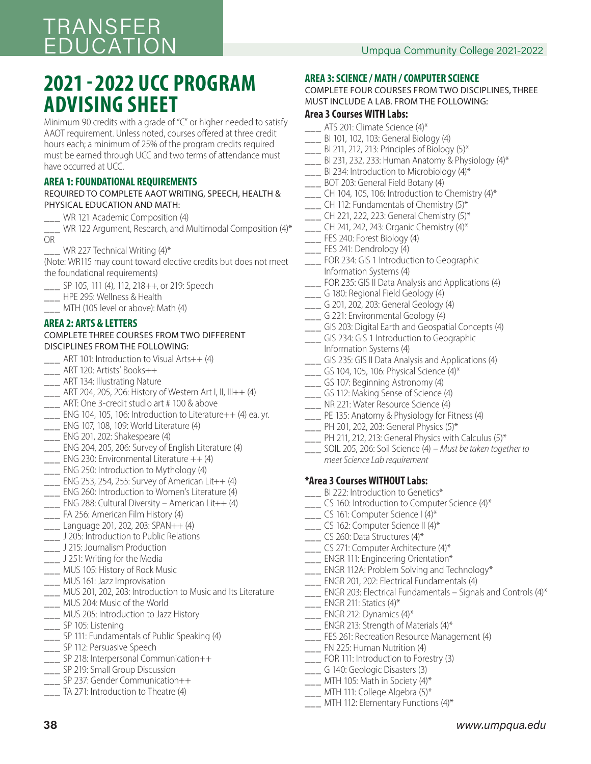# 2021 - 2022 UCC PROGRAM ADVISING SHEET

Minimum 90 credits with a grade of "C" or higher needed to satisfy AAOT requirement. Unless noted, courses offered at three credit hours each; a minimum of 25% of the program credits required must be earned through UCC and two terms of attendance must have occurred at UCC.

## AREA 1: FOUNDATIONAL REQUIREMENTS

REQUIRED TO COMPLETE AAOT WRITING, SPEECH, HEALTH & PHYSICAL EDUCATION AND MATH:

- ___ WR 121 Academic Composition (4)
- ___ WR 122 Argument, Research, and Multimodal Composition (4)*

OR

- ___ WR 227 Technical Writing (4)*

(Note: WR115 may count toward elective credits but does not meet the foundational requirements)

- ___ SP 105, 111 (4), 112, 218++, or 219: Speech
- ___ HPE 295: Wellness & Health
- ___ MTH (105 level or above): Math (4)

## AREA 2: ARTS & LETTERS

COMPLETE THREE COURSES FROM TWO DIFFERENT DISCIPLINES FROM THE FOLLOWING:

- ___ ART 101: Introduction to Visual Arts++ (4)
- ___ ART 120: Artists' Books++
- ___ ART 134: Illustrating Nature
- ___ ART 204, 205, 206: History of Western Art I, II, III++ (4)
- ___ ART: One 3-credit studio art # 100 & above
- ___ ENG 104, 105, 106: Introduction to Literature++ (4) ea. yr.
- ___ ENG 107, 108, 109: World Literature (4)
- ___ ENG 201, 202: Shakespeare (4)
- ___ ENG 204, 205, 206: Survey of English Literature (4)
- ___ ENG 230: Environmental Literature ++ (4)
- ___ ENG 250: Introduction to Mythology (4)
- ___ ENG 253, 254, 255: Survey of American Lit++ (4)
- ___ ENG 260: Introduction to Women's Literature (4)
- ___ ENG 288: Cultural Diversity – American Lit++ (4)
- ___ FA 256: American Film History (4)
- ___ Language 201, 202, 203: SPAN++ (4)
- ___ J 205: Introduction to Public Relations
- ___ J 215: Journalism Production
- ___ J 251: Writing for the Media
- ___ MUS 105: History of Rock Music
- ___ MUS 161: Jazz Improvisation
- ___ MUS 201, 202, 203: Introduction to Music and Its Literature
- ___ MUS 204: Music of the World
- ___ MUS 205: Introduction to Jazz History
- ___ SP 105: Listening
- ___ SP 111: Fundamentals of Public Speaking (4)
- ___ SP 112: Persuasive Speech
- ___ SP 218: Interpersonal Communication++
- ___ SP 219: Small Group Discussion
- ___ SP 237: Gender Communication++
- ___ TA 271: Introduction to Theatre (4)

## AREA 3: SCIENCE / MATH / COMPUTER SCIENCE

COMPLETE FOUR COURSES FROM TWO DISCIPLINES, THREE MUST INCLUDE A LAB. FROM THE FOLLOWING:

### Area 3 Courses WITH Labs:

- ___ ATS 201: Climate Science (4)*
- ___ BI 101, 102, 103: General Biology (4)
- ___ BI 211, 212, 213: Principles of Biology (5)*
- ___ BI 231, 232, 233: Human Anatomy & Physiology (4)*
- ___ BI 234: Introduction to Microbiology (4)*
- ___ BOT 203: General Field Botany (4)
- ___ CH 104, 105, 106: Introduction to Chemistry (4)*
- ___ CH 112: Fundamentals of Chemistry (5)*
- ___ CH 221, 222, 223: General Chemistry (5)*
- ___ CH 241, 242, 243: Organic Chemistry (4)*
- ___ FES 240: Forest Biology (4)
- ___ FES 241: Dendrology (4)
- ___ FOR 234: GIS 1 Introduction to Geographic Information Systems (4)
- ___ FOR 235: GIS II Data Analysis and Applications (4)
- ___ G 180: Regional Field Geology (4)
- ___ G 201, 202, 203: General Geology (4)
- ___ G 221: Environmental Geology (4)
- ___ GIS 203: Digital Earth and Geospatial Concepts (4)
- ___ GIS 234: GIS 1 Introduction to Geographic Information Systems (4)
- ___ GIS 235: GIS II Data Analysis and Applications (4)
- ___ GS 104, 105, 106: Physical Science (4)*
- ___ GS 107: Beginning Astronomy (4)
- ___ GS 112: Making Sense of Science (4)
- ___ NR 221: Water Resource Science (4)
- ___ PE 135: Anatomy & Physiology for Fitness (4)
- ___ PH 201, 202, 203: General Physics (5)*
- ___ PH 211, 212, 213: General Physics with Calculus (5)*
- ___ SOIL 205, 206: Soil Science (4) – *Must be taken together to meet Science Lab requirement*

### *Area 3 Courses WITHOUT Labs:

- ___ BI 222: Introduction to Genetics*
- ___ CS 160: Introduction to Computer Science (4)*
- ___ CS 161: Computer Science I (4)*
- ___ CS 162: Computer Science II (4)*
- ___ CS 260: Data Structures (4)*
- ___ CS 271: Computer Architecture (4)*
- ___ ENGR 111: Engineering Orientation*
- ___ ENGR 112A: Problem Solving and Technology*
- ___ ENGR 201, 202: Electrical Fundamentals (4)
- ___ ENGR 203: Electrical Fundamentals – Signals and Controls (4)*
- ___ ENGR 211: Statics (4)*
- ___ ENGR 212: Dynamics (4)*
- ___ ENGR 213: Strength of Materials (4)*
- ___ FES 261: Recreation Resource Management (4)
- ___ FN 225: Human Nutrition (4)
- ___ FOR 111: Introduction to Forestry (3)
- ___ G 140: Geologic Disasters (3)
- ___ MTH 105: Math in Society (4)*
- ___ MTH 111: College Algebra (5)*
- ___ MTH 112: Elementary Functions (4)*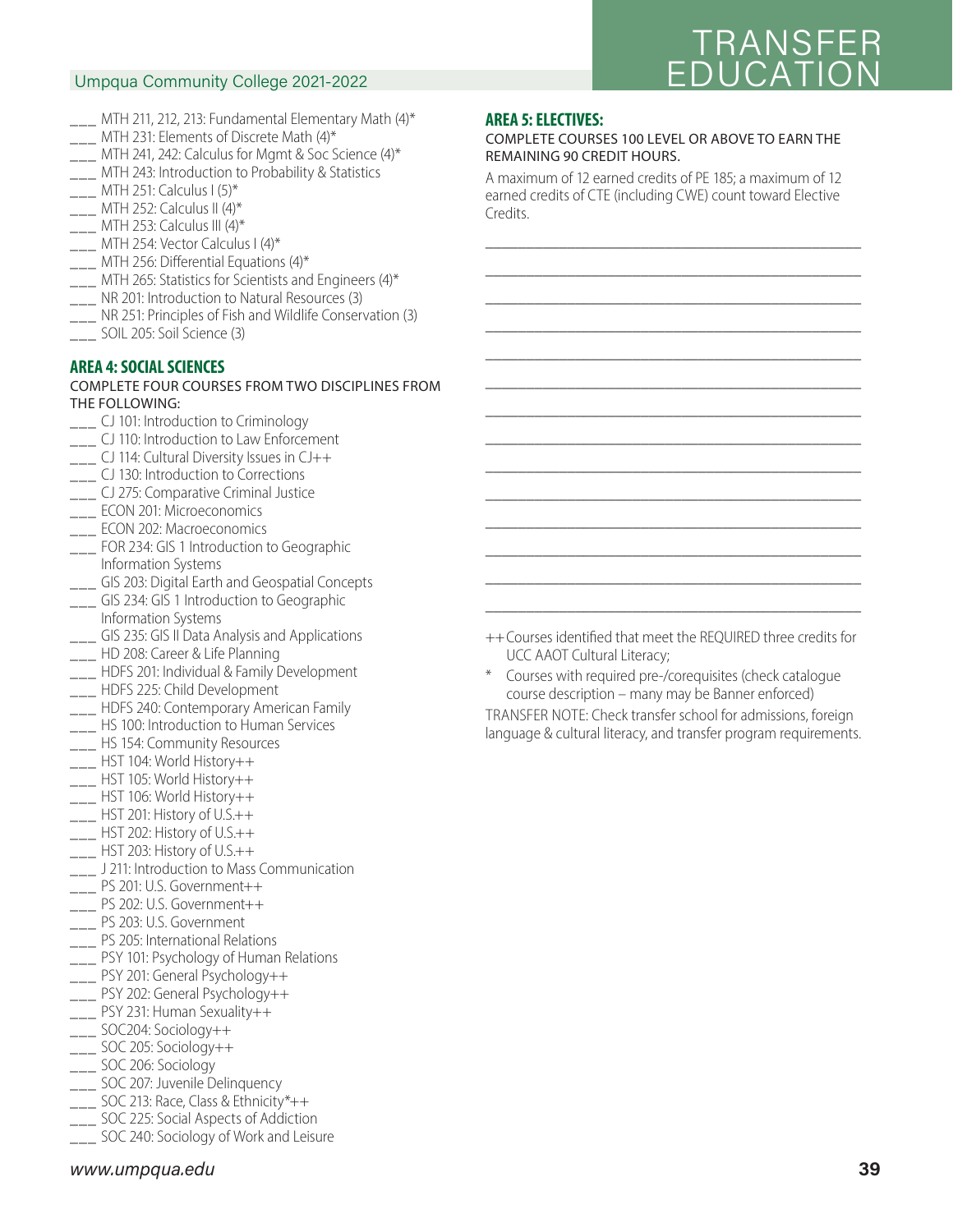___ MTH 211, 212, 213: Fundamental Elementary Math (4)*
___ MTH 231: Elements of Discrete Math (4)*
___ MTH 241, 242: Calculus for Mgmt & Soc Science (4)*
___ MTH 243: Introduction to Probability & Statistics
___ MTH 251: Calculus I (5)*
___ MTH 252: Calculus II (4)*
___ MTH 253: Calculus III (4)*
___ MTH 254: Vector Calculus I (4)*
___ MTH 256: Differential Equations (4)*
___ MTH 265: Statistics for Scientists and Engineers (4)*
___ NR 201: Introduction to Natural Resources (3)
___ NR 251: Principles of Fish and Wildlife Conservation (3)
___ SOIL 205: Soil Science (3)

## AREA 4: SOCIAL SCIENCES

COMPLETE FOUR COURSES FROM TWO DISCIPLINES FROM THE FOLLOWING:

___ CJ 101: Introduction to Criminology
___ CJ 110: Introduction to Law Enforcement
___ CJ 114: Cultural Diversity Issues in CJ++
___ CJ 130: Introduction to Corrections
___ CJ 275: Comparative Criminal Justice
___ ECON 201: Microeconomics
___ ECON 202: Macroeconomics
___ FOR 234: GIS 1 Introduction to Geographic Information Systems
___ GIS 203: Digital Earth and Geospatial Concepts
___ GIS 234: GIS 1 Introduction to Geographic Information Systems
___ GIS 235: GIS II Data Analysis and Applications
___ HD 208: Career & Life Planning
___ HDFS 201: Individual & Family Development
___ HDFS 225: Child Development
___ HDFS 240: Contemporary American Family
___ HS 100: Introduction to Human Services
___ HS 154: Community Resources
___ HST 104: World History++
___ HST 105: World History++
___ HST 106: World History++
___ HST 201: History of U.S.++
___ HST 202: History of U.S.++
___ HST 203: History of U.S.++
___ J 211: Introduction to Mass Communication
___ PS 201: U.S. Government++
___ PS 202: U.S. Government++
___ PS 203: U.S. Government
___ PS 205: International Relations
___ PSY 101: Psychology of Human Relations
___ PSY 201: General Psychology++
___ PSY 202: General Psychology++
___ PSY 231: Human Sexuality++
___ SOC204: Sociology++
___ SOC 205: Sociology++
___ SOC 206: Sociology
___ SOC 207: Juvenile Delinquency
___ SOC 213: Race, Class & Ethnicity*++
___ SOC 225: Social Aspects of Addiction
___ SOC 240: Sociology of Work and Leisure

## AREA 5: ELECTIVES:

COMPLETE COURSES 100 LEVEL OR ABOVE TO EARN THE REMAINING 90 CREDIT HOURS.

A maximum of 12 earned credits of PE 185; a maximum of 12 earned credits of CTE (including CWE) count toward Elective Credits.

______________________________________________
______________________________________________
______________________________________________
______________________________________________
______________________________________________
______________________________________________
______________________________________________
______________________________________________
______________________________________________
______________________________________________
______________________________________________
______________________________________________
______________________________________________
______________________________________________

++ Courses identified that meet the REQUIRED three credits for UCC AAOT Cultural Literacy;

\* Courses with required pre-/corequisites (check catalogue course description – many may be Banner enforced)

TRANSFER NOTE: Check transfer school for admissions, foreign language & cultural literacy, and transfer program requirements.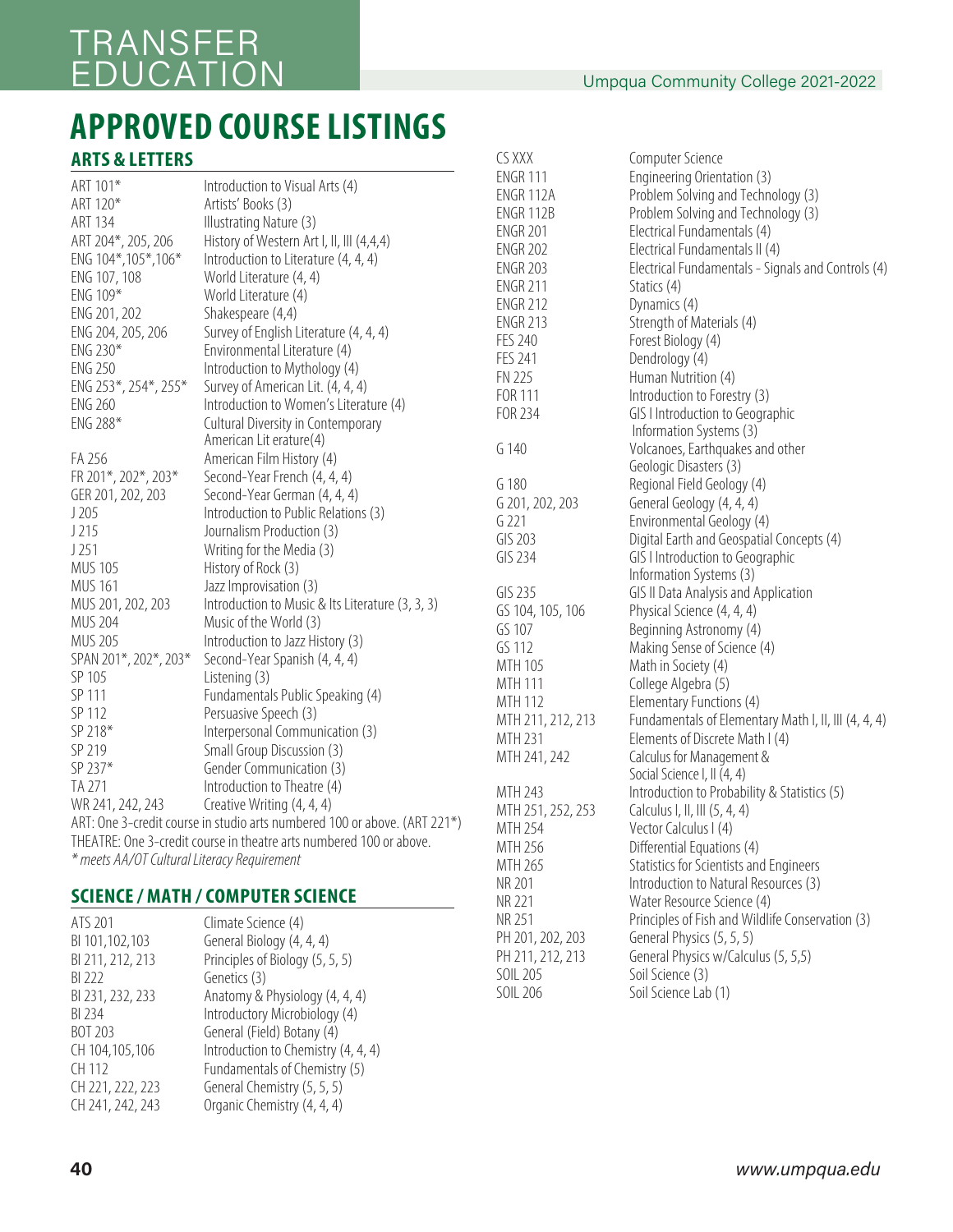# APPROVED COURSE LISTINGS

## ARTS & LETTERS

| | |
|---|---|
| ART 101* | Introduction to Visual Arts (4) |
| ART 120* | Artists' Books (3) |
| ART 134 | Illustrating Nature (3) |
| ART 204*, 205, 206 | History of Western Art I, II, III (4,4,4) |
| ENG 104*,105*,106* | Introduction to Literature (4, 4, 4) |
| ENG 107, 108 | World Literature (4, 4) |
| ENG 109* | World Literature (4) |
| ENG 201, 202 | Shakespeare (4,4) |
| ENG 204, 205, 206 | Survey of English Literature (4, 4, 4) |
| ENG 230* | Environmental Literature (4) |
| ENG 250 | Introduction to Mythology (4) |
| ENG 253*, 254*, 255* | Survey of American Lit. (4, 4, 4) |
| ENG 260 | Introduction to Women's Literature (4) |
| ENG 288* | Cultural Diversity in Contemporary American Lit erature(4) |
| FA 256 | American Film History (4) |
| FR 201*, 202*, 203* | Second-Year French (4, 4, 4) |
| GER 201, 202, 203 | Second-Year German (4, 4, 4) |
| J 205 | Introduction to Public Relations (3) |
| J 215 | Journalism Production (3) |
| J 251 | Writing for the Media (3) |
| MUS 105 | History of Rock (3) |
| MUS 161 | Jazz Improvisation (3) |
| MUS 201, 202, 203 | Introduction to Music & Its Literature (3, 3, 3) |
| MUS 204 | Music of the World (3) |
| MUS 205 | Introduction to Jazz History (3) |
| SPAN 201*, 202*, 203* | Second-Year Spanish (4, 4, 4) |
| SP 105 | Listening (3) |
| SP 111 | Fundamentals Public Speaking (4) |
| SP 112 | Persuasive Speech (3) |
| SP 218* | Interpersonal Communication (3) |
| SP 219 | Small Group Discussion (3) |
| SP 237* | Gender Communication (3) |
| TA 271 | Introduction to Theatre (4) |
| WR 241, 242, 243 | Creative Writing (4, 4, 4) |

ART: One 3-credit course in studio arts numbered 100 or above. (ART 221*)

THEATRE: One 3-credit course in theatre arts numbered 100 or above.

*\* meets AA/OT Cultural Literacy Requirement*

## SCIENCE / MATH / COMPUTER SCIENCE

| | |
|---|---|
| ATS 201 | Climate Science (4) |
| BI 101,102,103 | General Biology (4, 4, 4) |
| BI 211, 212, 213 | Principles of Biology (5, 5, 5) |
| BI 222 | Genetics (3) |
| BI 231, 232, 233 | Anatomy & Physiology (4, 4, 4) |
| BI 234 | Introductory Microbiology (4) |
| BOT 203 | General (Field) Botany (4) |
| CH 104,105,106 | Introduction to Chemistry (4, 4, 4) |
| CH 112 | Fundamentals of Chemistry (5) |
| CH 221, 222, 223 | General Chemistry (5, 5, 5) |
| CH 241, 242, 243 | Organic Chemistry (4, 4, 4) |
| CS XXX | Computer Science |
| ENGR 111 | Engineering Orientation (3) |
| ENGR 112A | Problem Solving and Technology (3) |
| ENGR 112B | Problem Solving and Technology (3) |
| ENGR 201 | Electrical Fundamentals (4) |
| ENGR 202 | Electrical Fundamentals II (4) |
| ENGR 203 | Electrical Fundamentals - Signals and Controls (4) |
| ENGR 211 | Statics (4) |
| ENGR 212 | Dynamics (4) |
| ENGR 213 | Strength of Materials (4) |
| FES 240 | Forest Biology (4) |
| FES 241 | Dendrology (4) |
| FN 225 | Human Nutrition (4) |
| FOR 111 | Introduction to Forestry (3) |
| FOR 234 | GIS I Introduction to Geographic Information Systems (3) |
| G 140 | Volcanoes, Earthquakes and other Geologic Disasters (3) |
| G 180 | Regional Field Geology (4) |
| G 201, 202, 203 | General Geology (4, 4, 4) |
| G 221 | Environmental Geology (4) |
| GIS 203 | Digital Earth and Geospatial Concepts (4) |
| GIS 234 | GIS I Introduction to Geographic Information Systems (3) |
| GIS 235 | GIS II Data Analysis and Application |
| GS 104, 105, 106 | Physical Science (4, 4, 4) |
| GS 107 | Beginning Astronomy (4) |
| GS 112 | Making Sense of Science (4) |
| MTH 105 | Math in Society (4) |
| MTH 111 | College Algebra (5) |
| MTH 112 | Elementary Functions (4) |
| MTH 211, 212, 213 | Fundamentals of Elementary Math I, II, III (4, 4, 4) |
| MTH 231 | Elements of Discrete Math I (4) |
| MTH 241, 242 | Calculus for Management & Social Science I, II (4, 4) |
| MTH 243 | Introduction to Probability & Statistics (5) |
| MTH 251, 252, 253 | Calculus I, II, III (5, 4, 4) |
| MTH 254 | Vector Calculus I (4) |
| MTH 256 | Differential Equations (4) |
| MTH 265 | Statistics for Scientists and Engineers |
| NR 201 | Introduction to Natural Resources (3) |
| NR 221 | Water Resource Science (4) |
| NR 251 | Principles of Fish and Wildlife Conservation (3) |
| PH 201, 202, 203 | General Physics (5, 5, 5) |
| PH 211, 212, 213 | General Physics w/Calculus (5, 5,5) |
| SOIL 205 | Soil Science (3) |
| SOIL 206 | Soil Science Lab (1) |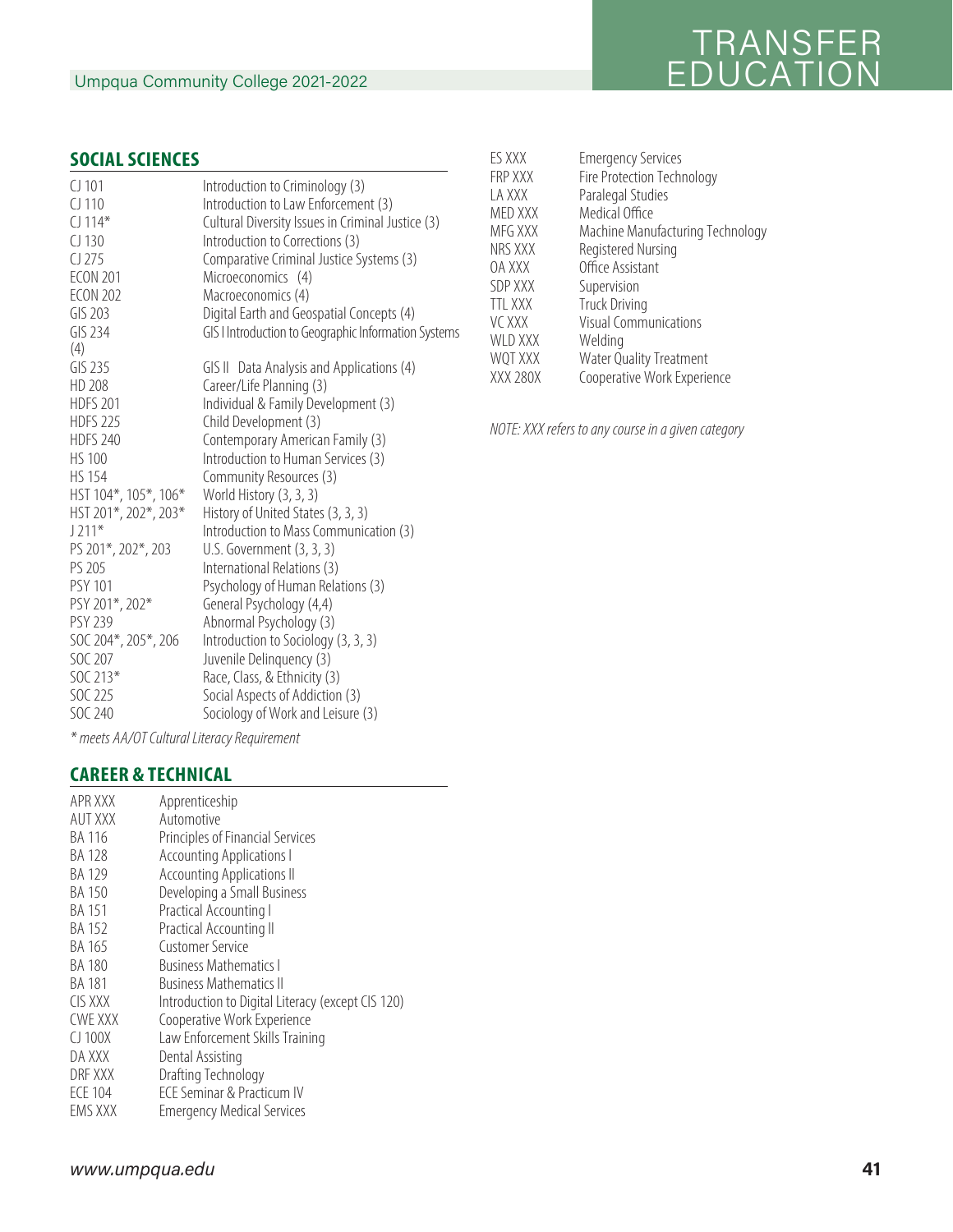## SOCIAL SCIENCES

| | |
|---|---|
| CJ 101 | Introduction to Criminology (3) |
| CJ 110 | Introduction to Law Enforcement (3) |
| CJ 114* | Cultural Diversity Issues in Criminal Justice (3) |
| CJ 130 | Introduction to Corrections (3) |
| CJ 275 | Comparative Criminal Justice Systems (3) |
| ECON 201 | Microeconomics (4) |
| ECON 202 | Macroeconomics (4) |
| GIS 203 | Digital Earth and Geospatial Concepts (4) |
| GIS 234 | GIS I Introduction to Geographic Information Systems (4) |
| GIS 235 | GIS II Data Analysis and Applications (4) |
| HD 208 | Career/Life Planning (3) |
| HDFS 201 | Individual & Family Development (3) |
| HDFS 225 | Child Development (3) |
| HDFS 240 | Contemporary American Family (3) |
| HS 100 | Introduction to Human Services (3) |
| HS 154 | Community Resources (3) |
| HST 104*, 105*, 106* | World History (3, 3, 3) |
| HST 201*, 202*, 203* | History of United States (3, 3, 3) |
| J 211* | Introduction to Mass Communication (3) |
| PS 201*, 202*, 203 | U.S. Government (3, 3, 3) |
| PS 205 | International Relations (3) |
| PSY 101 | Psychology of Human Relations (3) |
| PSY 201*, 202* | General Psychology (4,4) |
| PSY 239 | Abnormal Psychology (3) |
| SOC 204*, 205*, 206 | Introduction to Sociology (3, 3, 3) |
| SOC 207 | Juvenile Delinquency (3) |
| SOC 213* | Race, Class, & Ethnicity (3) |
| SOC 225 | Social Aspects of Addiction (3) |
| SOC 240 | Sociology of Work and Leisure (3) |

*\* meets AA/OT Cultural Literacy Requirement*

## CAREER & TECHNICAL

| | |
|---|---|
| APR XXX | Apprenticeship |
| AUT XXX | Automotive |
| BA 116 | Principles of Financial Services |
| BA 128 | Accounting Applications I |
| BA 129 | Accounting Applications II |
| BA 150 | Developing a Small Business |
| BA 151 | Practical Accounting I |
| BA 152 | Practical Accounting II |
| BA 165 | Customer Service |
| BA 180 | Business Mathematics I |
| BA 181 | Business Mathematics II |
| CIS XXX | Introduction to Digital Literacy (except CIS 120) |
| CWE XXX | Cooperative Work Experience |
| CJ 100X | Law Enforcement Skills Training |
| DA XXX | Dental Assisting |
| DRF XXX | Drafting Technology |
| ECE 104 | ECE Seminar & Practicum IV |
| EMS XXX | Emergency Medical Services |
| ES XXX | Emergency Services |
| FRP XXX | Fire Protection Technology |
| LA XXX | Paralegal Studies |
| MED XXX | Medical Office |
| MFG XXX | Machine Manufacturing Technology |
| NRS XXX | Registered Nursing |
| OA XXX | Office Assistant |
| SDP XXX | Supervision |
| TTL XXX | Truck Driving |
| VC XXX | Visual Communications |
| WLD XXX | Welding |
| WQT XXX | Water Quality Treatment |
| XXX 280X | Cooperative Work Experience |

*NOTE: XXX refers to any course in a given category*